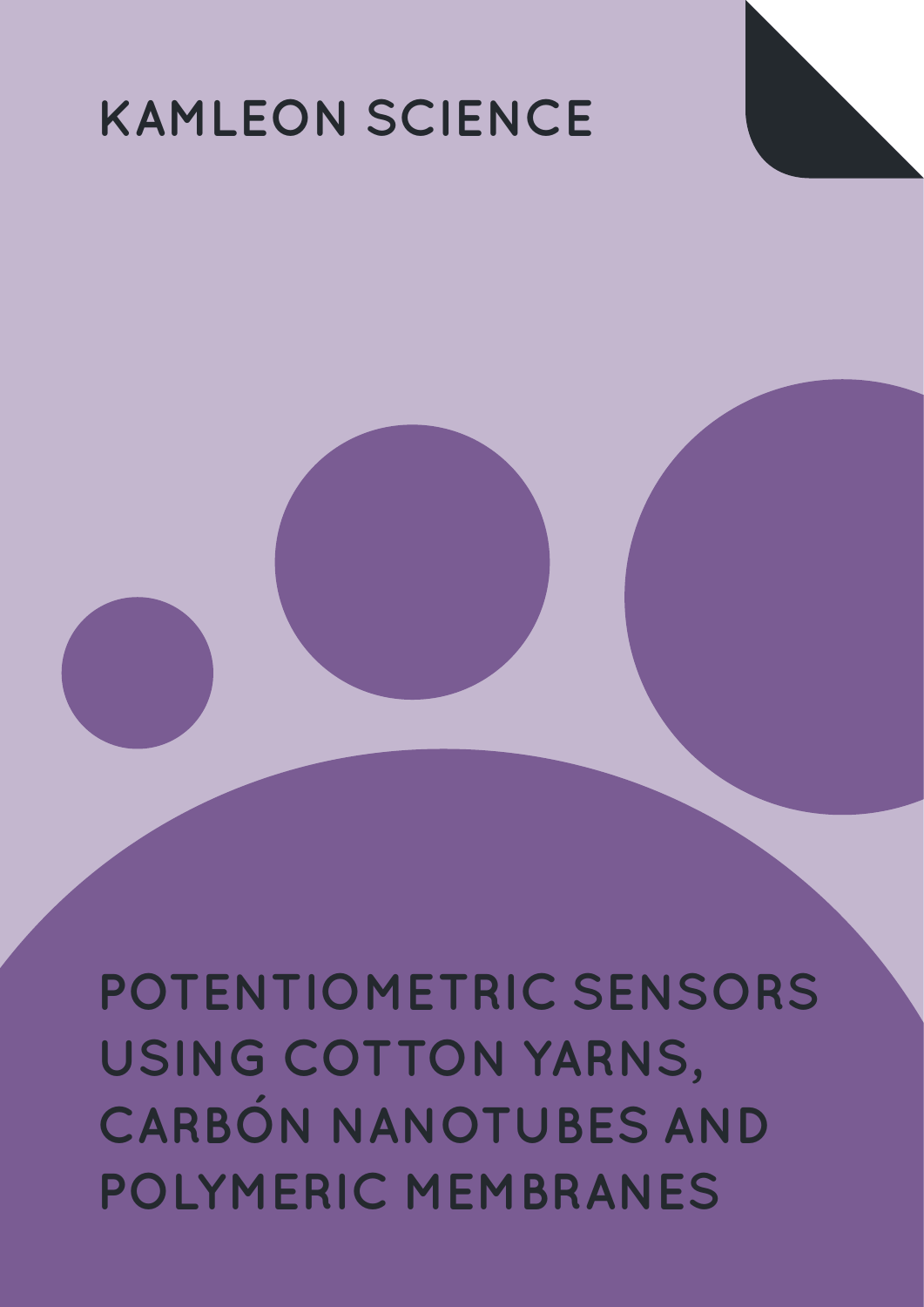KAMLEON SCIENCE

# POTENTIOMETRIC SENSORS USING COTTON YARNS, CARBÓN NANOTUBES AND POLYMERIC MEMBRANES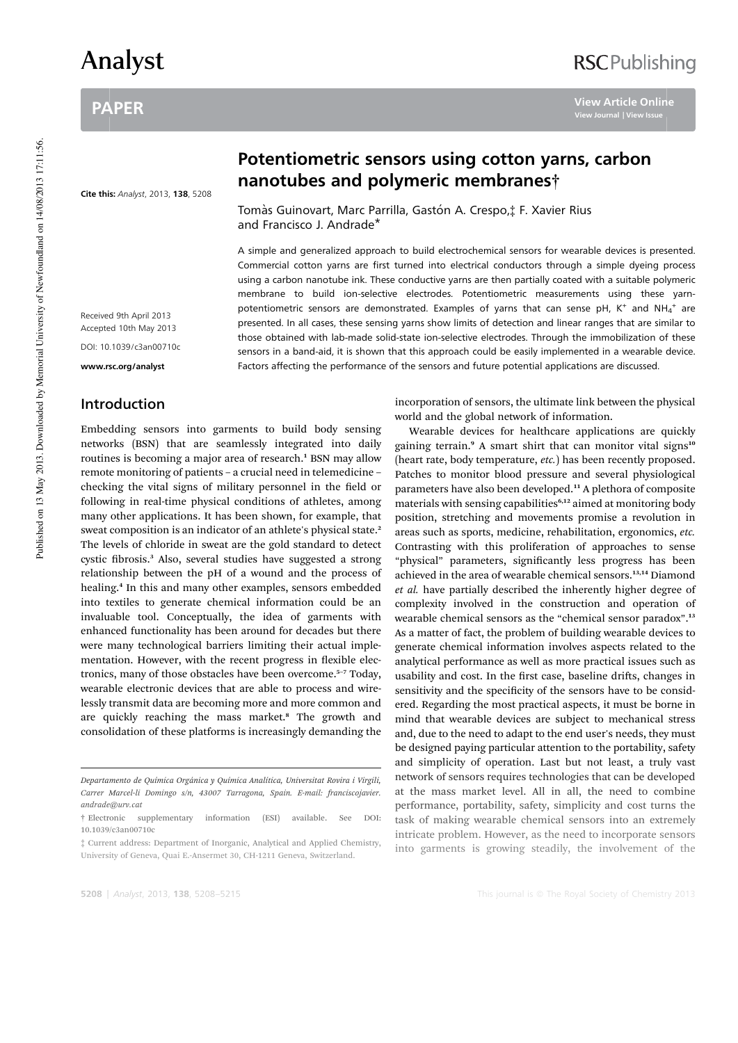# Potentiometric sensors using cotton yarns, carbon nanotubes and polymeric membranes†

Tomàs Guinovart, Marc Parrilla, Gastón A. Crespo,‡ F. Xavier Rius and Francisco J. Andrade*

Cite this: *Analyst*, 2013, **138**, 5208

Received 9th April 2013
Accepted 10th May 2013

DOI: 10.1039/c3an00710c

www.rsc.org/analyst

A simple and generalized approach to build electrochemical sensors for wearable devices is presented. Commercial cotton yarns are first turned into electrical conductors through a simple dyeing process using a carbon nanotube ink. These conductive yarns are then partially coated with a suitable polymeric membrane to build ion-selective electrodes. Potentiometric measurements using these yarn-potentiometric sensors are demonstrated. Examples of yarns that can sense pH, $K^+$ and $NH_4^+$ are presented. In all cases, these sensing yarns show limits of detection and linear ranges that are similar to those obtained with lab-made solid-state ion-selective electrodes. Through the immobilization of these sensors in a band-aid, it is shown that this approach could be easily implemented in a wearable device. Factors affecting the performance of the sensors and future potential applications are discussed.

## Introduction

Embedding sensors into garments to build body sensing networks (BSN) that are seamlessly integrated into daily routines is becoming a major area of research.[1] BSN may allow remote monitoring of patients – a crucial need in telemedicine – checking the vital signs of military personnel in the field or following in real-time physical conditions of athletes, among many other applications. It has been shown, for example, that sweat composition is an indicator of an athlete's physical state.[2] The levels of chloride in sweat are the gold standard to detect cystic fibrosis.[3] Also, several studies have suggested a strong relationship between the pH of a wound and the process of healing.[4] In this and many other examples, sensors embedded into textiles to generate chemical information could be an invaluable tool. Conceptually, the idea of garments with enhanced functionality has been around for decades but there were many technological barriers limiting their actual implementation. However, with the recent progress in flexible electronics, many of those obstacles have been overcome.[5–7] Today, wearable electronic devices that are able to process and wirelessly transmit data are becoming more and more common and are quickly reaching the mass market.[8] The growth and consolidation of these platforms is increasingly demanding the incorporation of sensors, the ultimate link between the physical world and the global network of information.

Wearable devices for healthcare applications are quickly gaining terrain.[9] A smart shirt that can monitor vital signs[10] (heart rate, body temperature, *etc.*) has been recently proposed. Patches to monitor blood pressure and several physiological parameters have also been developed.[11] A plethora of composite materials with sensing capabilities[6,12] aimed at monitoring body position, stretching and movements promise a revolution in areas such as sports, medicine, rehabilitation, ergonomics, *etc.* Contrasting with this proliferation of approaches to sense "physical" parameters, significantly less progress has been achieved in the area of wearable chemical sensors.[13,14] Diamond *et al.* have partially described the inherently higher degree of complexity involved in the construction and operation of wearable chemical sensors as the "chemical sensor paradox".[13] As a matter of fact, the problem of building wearable devices to generate chemical information involves aspects related to the analytical performance as well as more practical issues such as usability and cost. In the first case, baseline drifts, changes in sensitivity and the specificity of the sensors have to be considered. Regarding the most practical aspects, it must be borne in mind that wearable devices are subject to mechanical stress and, due to the need to adapt to the end user's needs, they must be designed paying particular attention to the portability, safety and simplicity of operation. Last but not least, a truly vast network of sensors requires technologies that can be developed at the mass market level. All in all, the need to combine performance, portability, safety, simplicity and cost turns the task of making wearable chemical sensors into an extremely intricate problem. However, as the need to incorporate sensors into garments is growing steadily, the involvement of the

*Departamento de Química Orgánica y Química Analítica, Universitat Rovira i Virgili, Carrer Marcel·lí Domingo s/n, 43007 Tarragona, Spain. E-mail: franciscojavier.andrade@urv.cat*

† Electronic supplementary information (ESI) available. See DOI: 10.1039/c3an00710c

‡ Current address: Department of Inorganic, Analytical and Applied Chemistry, University of Geneva, Quai E.-Ansermet 30, CH-1211 Geneva, Switzerland.